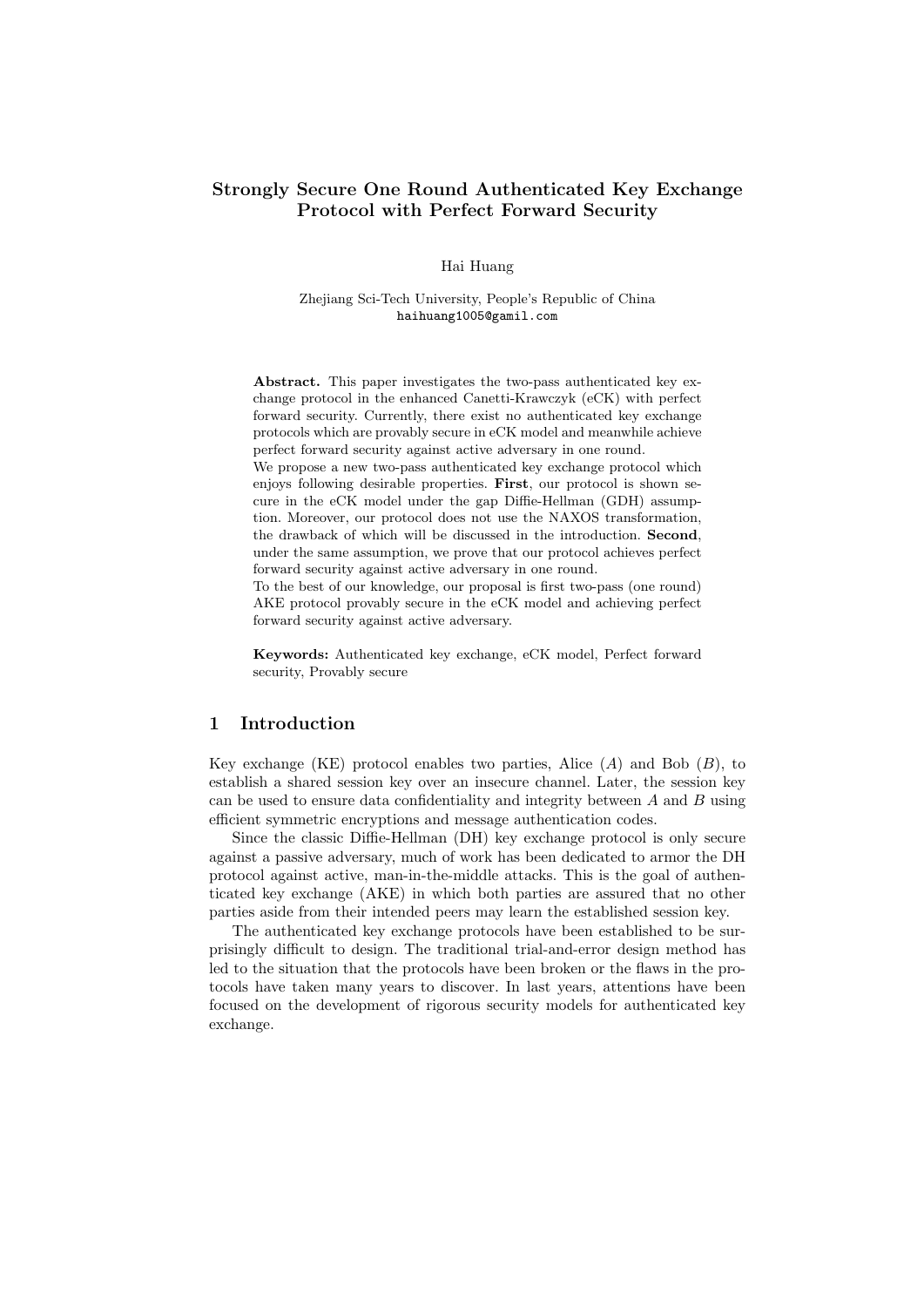# Strongly Secure One Round Authenticated Key Exchange Protocol with Perfect Forward Security

Hai Huang

Zhejiang Sci-Tech University, People's Republic of China
haihuang1005@gamil.com

**Abstract.** This paper investigates the two-pass authenticated key exchange protocol in the enhanced Canetti-Krawczyk (eCK) with perfect forward security. Currently, there exist no authenticated key exchange protocols which are provably secure in eCK model and meanwhile achieve perfect forward security against active adversary in one round.
We propose a new two-pass authenticated key exchange protocol which enjoys following desirable properties. **First**, our protocol is shown secure in the eCK model under the gap Diffie-Hellman (GDH) assumption. Moreover, our protocol does not use the NAXOS transformation, the drawback of which will be discussed in the introduction. **Second**, under the same assumption, we prove that our protocol achieves perfect forward security against active adversary in one round.
To the best of our knowledge, our proposal is first two-pass (one round) AKE protocol provably secure in the eCK model and achieving perfect forward security against active adversary.

**Keywords:** Authenticated key exchange, eCK model, Perfect forward security, Provably secure

## 1 Introduction

Key exchange (KE) protocol enables two parties, Alice ($A$) and Bob ($B$), to establish a shared session key over an insecure channel. Later, the session key can be used to ensure data confidentiality and integrity between $A$ and $B$ using efficient symmetric encryptions and message authentication codes.

Since the classic Diffie-Hellman (DH) key exchange protocol is only secure against a passive adversary, much of work has been dedicated to armor the DH protocol against active, man-in-the-middle attacks. This is the goal of authenticated key exchange (AKE) in which both parties are assured that no other parties aside from their intended peers may learn the established session key.

The authenticated key exchange protocols have been established to be surprisingly difficult to design. The traditional trial-and-error design method has led to the situation that the protocols have been broken or the flaws in the protocols have taken many years to discover. In last years, attentions have been focused on the development of rigorous security models for authenticated key exchange.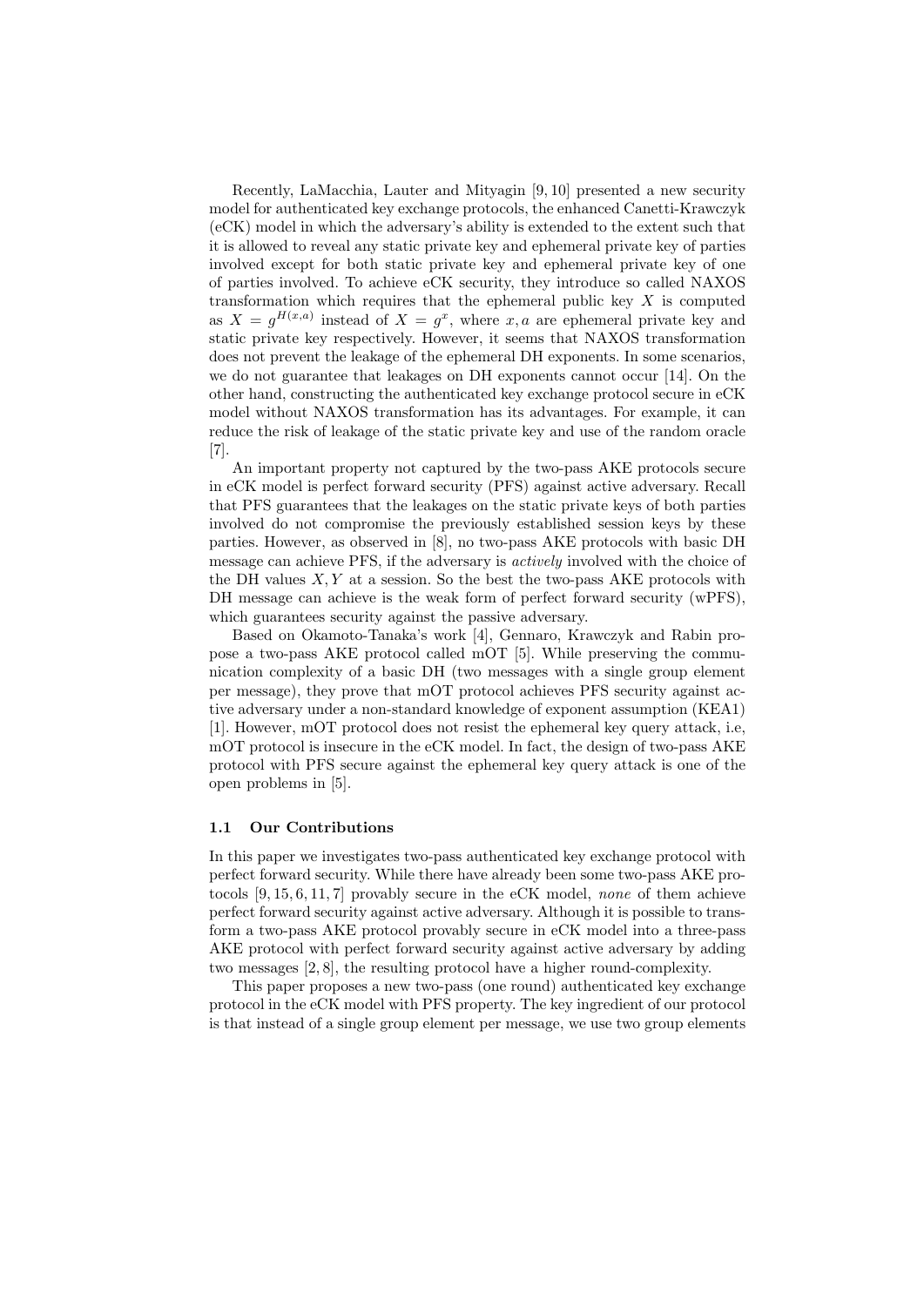Recently, LaMacchia, Lauter and Mityagin [9, 10] presented a new security model for authenticated key exchange protocols, the enhanced Canetti-Krawczyk (eCK) model in which the adversary's ability is extended to the extent such that it is allowed to reveal any static private key and ephemeral private key of parties involved except for both static private key and ephemeral private key of one of parties involved. To achieve eCK security, they introduce so called NAXOS transformation which requires that the ephemeral public key $X$ is computed as $X = g^{H(x,a)}$ instead of $X = g^x$, where $x, a$ are ephemeral private key and static private key respectively. However, it seems that NAXOS transformation does not prevent the leakage of the ephemeral DH exponents. In some scenarios, we do not guarantee that leakages on DH exponents cannot occur [14]. On the other hand, constructing the authenticated key exchange protocol secure in eCK model without NAXOS transformation has its advantages. For example, it can reduce the risk of leakage of the static private key and use of the random oracle [7].

An important property not captured by the two-pass AKE protocols secure in eCK model is perfect forward security (PFS) against active adversary. Recall that PFS guarantees that the leakages on the static private keys of both parties involved do not compromise the previously established session keys by these parties. However, as observed in [8], no two-pass AKE protocols with basic DH message can achieve PFS, if the adversary is *actively* involved with the choice of the DH values $X, Y$ at a session. So the best the two-pass AKE protocols with DH message can achieve is the weak form of perfect forward security (wPFS), which guarantees security against the passive adversary.

Based on Okamoto-Tanaka's work [4], Gennaro, Krawczyk and Rabin propose a two-pass AKE protocol called mOT [5]. While preserving the communication complexity of a basic DH (two messages with a single group element per message), they prove that mOT protocol achieves PFS security against active adversary under a non-standard knowledge of exponent assumption (KEA1) [1]. However, mOT protocol does not resist the ephemeral key query attack, i.e, mOT protocol is insecure in the eCK model. In fact, the design of two-pass AKE protocol with PFS secure against the ephemeral key query attack is one of the open problems in [5].

### 1.1 Our Contributions

In this paper we investigates two-pass authenticated key exchange protocol with perfect forward security. While there have already been some two-pass AKE protocols [9, 15, 6, 11, 7] provably secure in the eCK model, *none* of them achieve perfect forward security against active adversary. Although it is possible to transform a two-pass AKE protocol provably secure in eCK model into a three-pass AKE protocol with perfect forward security against active adversary by adding two messages [2, 8], the resulting protocol have a higher round-complexity.

This paper proposes a new two-pass (one round) authenticated key exchange protocol in the eCK model with PFS property. The key ingredient of our protocol is that instead of a single group element per message, we use two group elements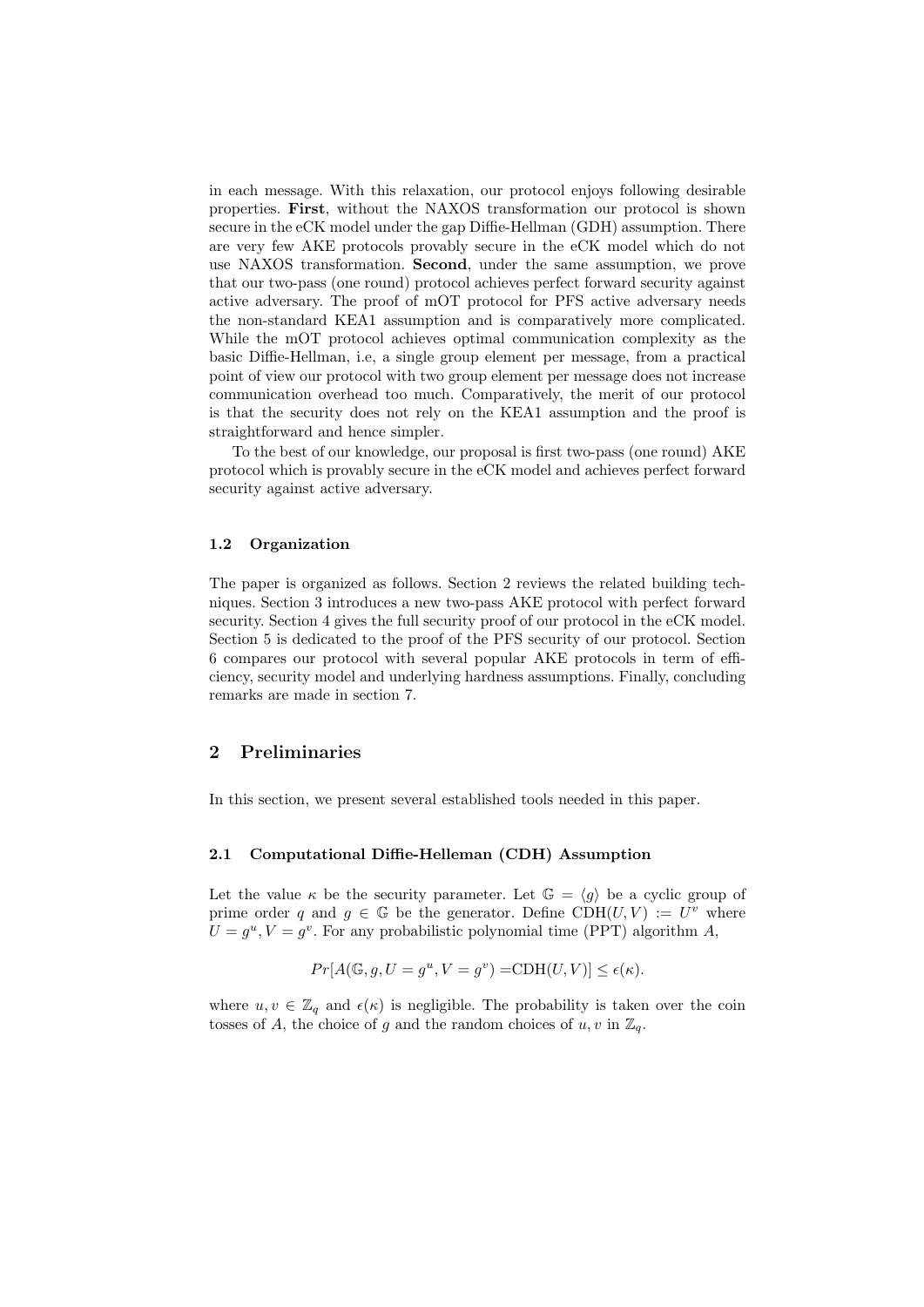in each message. With this relaxation, our protocol enjoys following desirable properties. **First**, without the NAXOS transformation our protocol is shown secure in the eCK model under the gap Diffie-Hellman (GDH) assumption. There are very few AKE protocols provably secure in the eCK model which do not use NAXOS transformation. **Second**, under the same assumption, we prove that our two-pass (one round) protocol achieves perfect forward security against active adversary. The proof of mOT protocol for PFS active adversary needs the non-standard KEA1 assumption and is comparatively more complicated. While the mOT protocol achieves optimal communication complexity as the basic Diffie-Hellman, i.e, a single group element per message, from a practical point of view our protocol with two group element per message does not increase communication overhead too much. Comparatively, the merit of our protocol is that the security does not rely on the KEA1 assumption and the proof is straightforward and hence simpler.

To the best of our knowledge, our proposal is first two-pass (one round) AKE protocol which is provably secure in the eCK model and achieves perfect forward security against active adversary.

### 1.2 Organization

The paper is organized as follows. Section 2 reviews the related building techniques. Section 3 introduces a new two-pass AKE protocol with perfect forward security. Section 4 gives the full security proof of our protocol in the eCK model. Section 5 is dedicated to the proof of the PFS security of our protocol. Section 6 compares our protocol with several popular AKE protocols in term of efficiency, security model and underlying hardness assumptions. Finally, concluding remarks are made in section 7.

## 2 Preliminaries

In this section, we present several established tools needed in this paper.

### 2.1 Computational Diffie-Helleman (CDH) Assumption

Let the value $\kappa$ be the security parameter. Let $\mathbb{G} = \langle g \rangle$ be a cyclic group of prime order $q$ and $g \in \mathbb{G}$ be the generator. Define $\text{CDH}(U, V) := U^v$ where $U = g^u, V = g^v$. For any probabilistic polynomial time (PPT) algorithm $A$,

$$Pr[A(\mathbb{G}, g, U = g^u, V = g^v) = \text{CDH}(U, V)] \leq \epsilon(\kappa).$$

where $u, v \in \mathbb{Z}_q$ and $\epsilon(\kappa)$ is negligible. The probability is taken over the coin tosses of $A$, the choice of $g$ and the random choices of $u, v$ in $\mathbb{Z}_q$.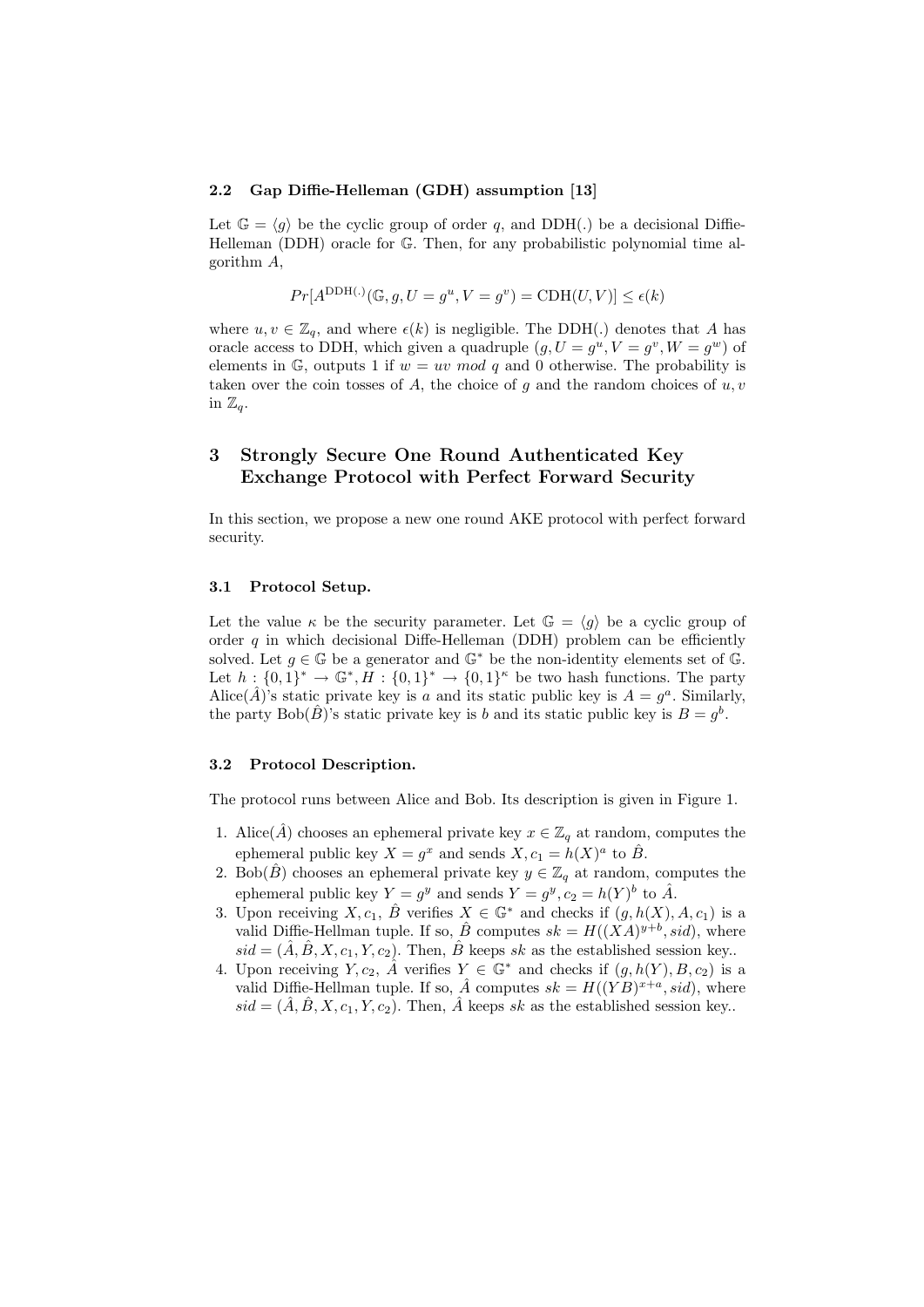### 2.2 Gap Diffie-Helleman (GDH) assumption [13]

Let $\mathbb{G} = \langle g \rangle$ be the cyclic group of order $q$, and DDH(.) be a decisional Diffie-Helleman (DDH) oracle for $\mathbb{G}$. Then, for any probabilistic polynomial time algorithm $A$,

$$Pr[A^{\mathrm{DDH}(.)}(\mathbb{G}, g, U = g^u, V = g^v) = \mathrm{CDH}(U, V)] \leq \epsilon(k)$$

where $u, v \in \mathbb{Z}_q$, and where $\epsilon(k)$ is negligible. The DDH(.) denotes that $A$ has oracle access to DDH, which given a quadruple $(g, U = g^u, V = g^v, W = g^w)$ of elements in $\mathbb{G}$, outputs 1 if $w = uv \ mod \ q$ and 0 otherwise. The probability is taken over the coin tosses of $A$, the choice of $g$ and the random choices of $u, v$ in $\mathbb{Z}_q$.

## 3 Strongly Secure One Round Authenticated Key Exchange Protocol with Perfect Forward Security

In this section, we propose a new one round AKE protocol with perfect forward security.

### 3.1 Protocol Setup.

Let the value $\kappa$ be the security parameter. Let $\mathbb{G} = \langle g \rangle$ be a cyclic group of order $q$ in which decisional Diffie-Helleman (DDH) problem can be efficiently solved. Let $g \in \mathbb{G}$ be a generator and $\mathbb{G}^*$ be the non-identity elements set of $\mathbb{G}$. Let $h : \{0,1\}^* \rightarrow \mathbb{G}^*, H : \{0,1\}^* \rightarrow \{0,1\}^\kappa$ be two hash functions. The party Alice($\hat{A}$)'s static private key is $a$ and its static public key is $A = g^a$. Similarly, the party Bob($\hat{B}$)'s static private key is $b$ and its static public key is $B = g^b$.

### 3.2 Protocol Description.

The protocol runs between Alice and Bob. Its description is given in Figure 1.

1. Alice($\hat{A}$) chooses an ephemeral private key $x \in \mathbb{Z}_q$ at random, computes the ephemeral public key $X = g^x$ and sends $X, c_1 = h(X)^a$ to $\hat{B}$.
2. Bob($\hat{B}$) chooses an ephemeral private key $y \in \mathbb{Z}_q$ at random, computes the ephemeral public key $Y = g^y$ and sends $Y = g^y, c_2 = h(Y)^b$ to $\hat{A}$.
3. Upon receiving $X, c_1$, $\hat{B}$ verifies $X \in \mathbb{G}^*$ and checks if $(g, h(X), A, c_1)$ is a valid Diffie-Hellman tuple. If so, $\hat{B}$ computes $sk = H((XA)^{y+b}, sid)$, where $sid = (\hat{A}, \hat{B}, X, c_1, Y, c_2)$. Then, $\hat{B}$ keeps $sk$ as the established session key..
4. Upon receiving $Y, c_2$, $\hat{A}$ verifies $Y \in \mathbb{G}^*$ and checks if $(g, h(Y), B, c_2)$ is a valid Diffie-Hellman tuple. If so, $\hat{A}$ computes $sk = H((YB)^{x+a}, sid)$, where $sid = (\hat{A}, \hat{B}, X, c_1, Y, c_2)$. Then, $\hat{A}$ keeps $sk$ as the established session key..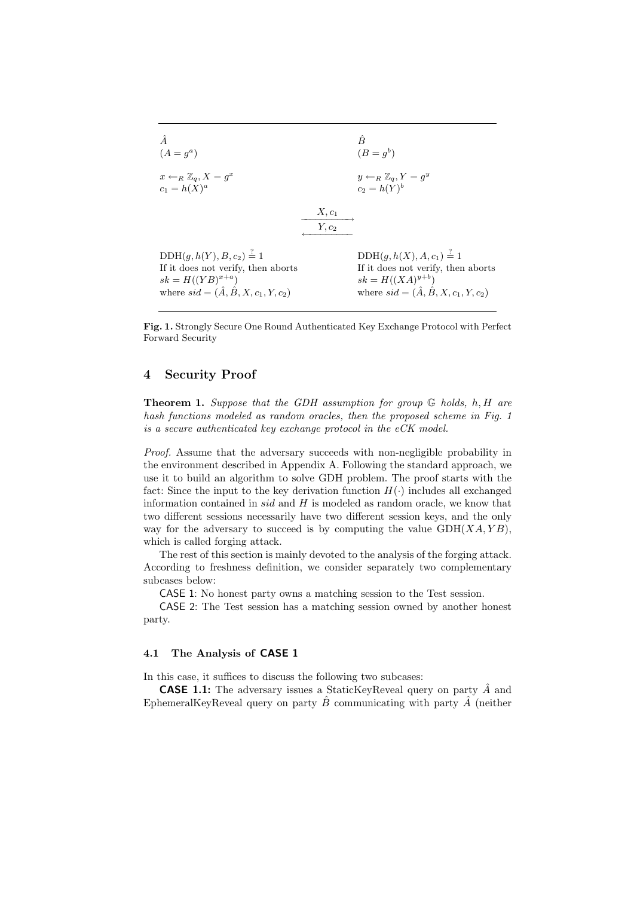| $\hat{A}$ | | $\hat{B}$ |
|---|---|---|
| $(A = g^a)$ | | $(B = g^b)$ |
| $x \leftarrow_R \mathbb{Z}_q, X = g^x$ | | $y \leftarrow_R \mathbb{Z}_q, Y = g^y$ |
| $c_1 = h(X)^a$ | | $c_2 = h(Y)^b$ |
| | $\xrightarrow{X, c_1}$ | |
| | $\xleftarrow{Y, c_2}$ | |
| $\text{DDH}(g, h(Y), B, c_2) \stackrel{?}{=} 1$ | | $\text{DDH}(g, h(X), A, c_1) \stackrel{?}{=} 1$ |
| If it does not verify, then aborts | | If it does not verify, then aborts |
| $sk = H((YB)^{x+a})$ | | $sk = H((XA)^{y+b})$ |
| where $sid = (\hat{A}, \hat{B}, X, c_1, Y, c_2)$ | | where $sid = (\hat{A}, \hat{B}, X, c_1, Y, c_2)$ |

**Fig. 1.** Strongly Secure One Round Authenticated Key Exchange Protocol with Perfect Forward Security

## 4 Security Proof

**Theorem 1.** *Suppose that the GDH assumption for group $\mathbb{G}$ holds, $h, H$ are hash functions modeled as random oracles, then the proposed scheme in Fig. 1 is a secure authenticated key exchange protocol in the eCK model.*

*Proof.* Assume that the adversary succeeds with non-negligible probability in the environment described in Appendix A. Following the standard approach, we use it to build an algorithm to solve GDH problem. The proof starts with the fact: Since the input to the key derivation function $H(\cdot)$ includes all exchanged information contained in $sid$ and $H$ is modeled as random oracle, we know that two different sessions necessarily have two different session keys, and the only way for the adversary to succeed is by computing the value $\text{GDH}(XA, YB)$, which is called forging attack.

The rest of this section is mainly devoted to the analysis of the forging attack. According to freshness definition, we consider separately two complementary subcases below:

CASE 1: No honest party owns a matching session to the Test session.

CASE 2: The Test session has a matching session owned by another honest party.

### 4.1 The Analysis of CASE 1

In this case, it suffices to discuss the following two subcases:

**CASE 1.1:** The adversary issues a StaticKeyReveal query on party $\hat{A}$ and EphemeralKeyReveal query on party $\hat{B}$ communicating with party $\hat{A}$ (neither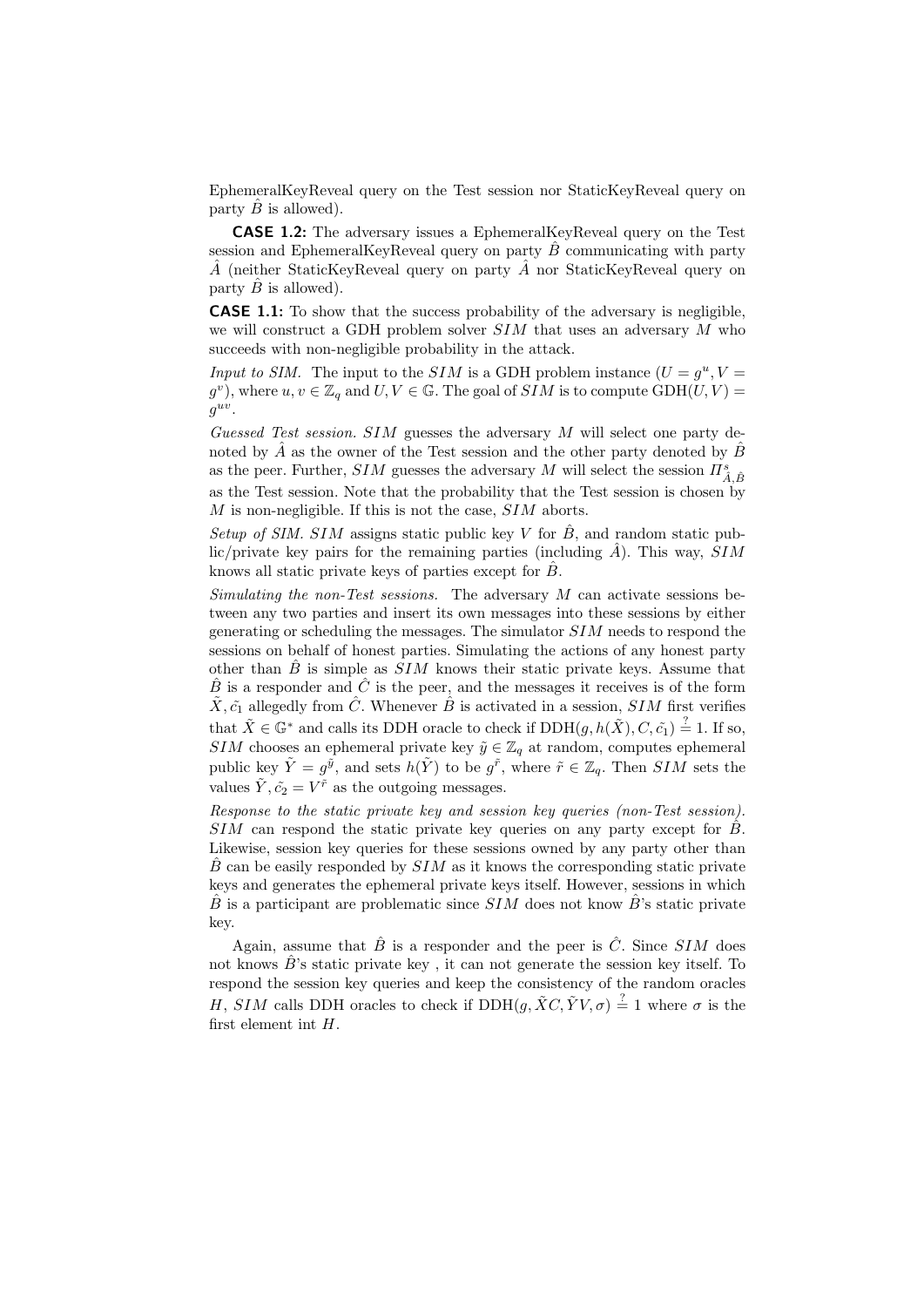EphemeralKeyReveal query on the Test session nor StaticKeyReveal query on party $\hat{B}$ is allowed).

**CASE 1.2:** The adversary issues a EphemeralKeyReveal query on the Test session and EphemeralKeyReveal query on party $\hat{B}$ communicating with party $\hat{A}$ (neither StaticKeyReveal query on party $\hat{A}$ nor StaticKeyReveal query on party $\hat{B}$ is allowed).

**CASE 1.1:** To show that the success probability of the adversary is negligible, we will construct a GDH problem solver $SIM$ that uses an adversary $M$ who succeeds with non-negligible probability in the attack.

*Input to SIM.* The input to the $SIM$ is a GDH problem instance ($U = g^u, V = g^v$), where $u, v \in \mathbb{Z}_q$ and $U, V \in \mathbb{G}$. The goal of $SIM$ is to compute $\mathrm{GDH}(U, V) = g^{uv}$.

*Guessed Test session.* $SIM$ guesses the adversary $M$ will select one party denoted by $\hat{A}$ as the owner of the Test session and the other party denoted by $\hat{B}$ as the peer. Further, $SIM$ guesses the adversary $M$ will select the session $\Pi^s_{\hat{A},\hat{B}}$ as the Test session. Note that the probability that the Test session is chosen by $M$ is non-negligible. If this is not the case, $SIM$ aborts.

*Setup of SIM.* $SIM$ assigns static public key $V$ for $\hat{B}$, and random static public/private key pairs for the remaining parties (including $\hat{A}$). This way, $SIM$ knows all static private keys of parties except for $\hat{B}$.

*Simulating the non-Test sessions.* The adversary $M$ can activate sessions between any two parties and insert its own messages into these sessions by either generating or scheduling the messages. The simulator $SIM$ needs to respond the sessions on behalf of honest parties. Simulating the actions of any honest party other than $\hat{B}$ is simple as $SIM$ knows their static private keys. Assume that $\hat{B}$ is a responder and $\hat{C}$ is the peer, and the messages it receives is of the form $\tilde{X}, \tilde{c_1}$ allegedly from $\hat{C}$. Whenever $\hat{B}$ is activated in a session, $SIM$ first verifies that $\tilde{X} \in \mathbb{G}^*$ and calls its DDH oracle to check if $\mathrm{DDH}(g, h(\tilde{X}), C, \tilde{c_1}) \stackrel{?}{=} 1$. If so, $SIM$ chooses an ephemeral private key $\tilde{y} \in \mathbb{Z}_q$ at random, computes ephemeral public key $\tilde{Y} = g^{\tilde{y}}$, and sets $h(\tilde{Y})$ to be $g^{\tilde{r}}$, where $\tilde{r} \in \mathbb{Z}_q$. Then $SIM$ sets the values $\tilde{Y}, \tilde{c_2} = V^{\tilde{r}}$ as the outgoing messages.

*Response to the static private key and session key queries (non-Test session).* $SIM$ can respond the static private key queries on any party except for $\hat{B}$. Likewise, session key queries for these sessions owned by any party other than $\hat{B}$ can be easily responded by $SIM$ as it knows the corresponding static private keys and generates the ephemeral private keys itself. However, sessions in which $\hat{B}$ is a participant are problematic since $SIM$ does not know $\hat{B}$'s static private key.

Again, assume that $\hat{B}$ is a responder and the peer is $\hat{C}$. Since $SIM$ does not knows $\hat{B}$'s static private key , it can not generate the session key itself. To respond the session key queries and keep the consistency of the random oracles $H$, $SIM$ calls DDH oracles to check if $\mathrm{DDH}(g, \tilde{X}C, \tilde{Y}V, \sigma) \stackrel{?}{=} 1$ where $\sigma$ is the first element int $H$.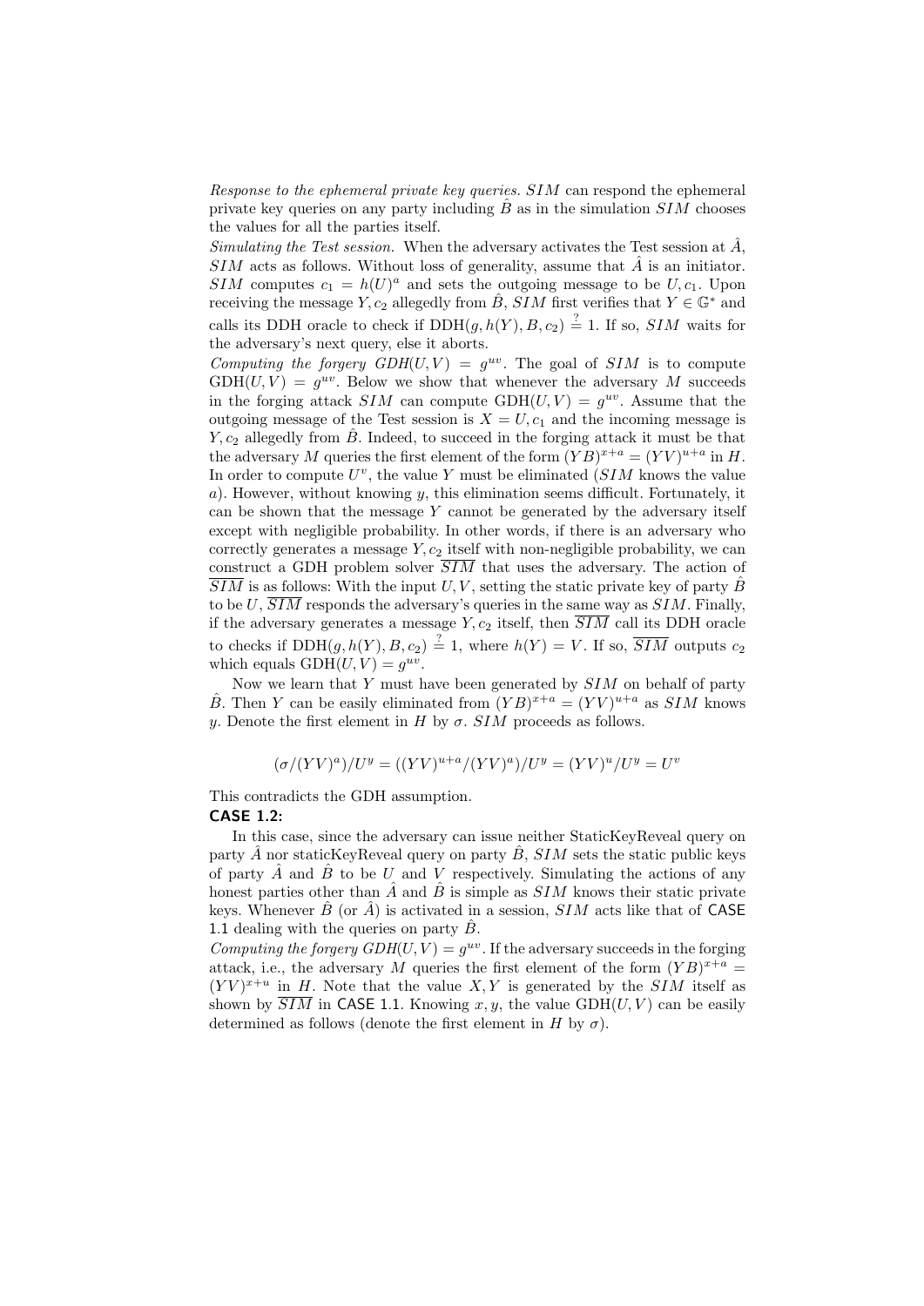*Response to the ephemeral private key queries.* $SIM$ can respond the ephemeral private key queries on any party including $\hat{B}$ as in the simulation $SIM$ chooses the values for all the parties itself.

*Simulating the Test session.* When the adversary activates the Test session at $\hat{A}$, $SIM$ acts as follows. Without loss of generality, assume that $\hat{A}$ is an initiator. $SIM$ computes $c_1 = h(U)^a$ and sets the outgoing message to be $U, c_1$. Upon receiving the message $Y, c_2$ allegedly from $\hat{B}$, $SIM$ first verifies that $Y \in \mathbb{G}^*$ and calls its DDH oracle to check if $\text{DDH}(g, h(Y), B, c_2) \stackrel{?}{=} 1$. If so, $SIM$ waits for the adversary's next query, else it aborts.

*Computing the forgery $GDH(U,V) = g^{uv}$.* The goal of $SIM$ is to compute $\text{GDH}(U, V) = g^{uv}$. Below we show that whenever the adversary $M$ succeeds in the forging attack $SIM$ can compute $\text{GDH}(U, V) = g^{uv}$. Assume that the outgoing message of the Test session is $X = U, c_1$ and the incoming message is $Y, c_2$ allegedly from $\hat{B}$. Indeed, to succeed in the forging attack it must be that the adversary $M$ queries the first element of the form $(YB)^{x+a} = (YV)^{u+a}$ in $H$. In order to compute $U^v$, the value $Y$ must be eliminated ($SIM$ knows the value $a$). However, without knowing $y$, this elimination seems difficult. Fortunately, it can be shown that the message $Y$ cannot be generated by the adversary itself except with negligible probability. In other words, if there is an adversary who correctly generates a message $Y, c_2$ itself with non-negligible probability, we can construct a GDH problem solver $\overline{SIM}$ that uses the adversary. The action of $\overline{SIM}$ is as follows: With the input $U, V$, setting the static private key of party $\hat{B}$ to be $U$, $\overline{SIM}$ responds the adversary's queries in the same way as $SIM$. Finally, if the adversary generates a message $Y, c_2$ itself, then $\overline{SIM}$ call its DDH oracle to checks if $\text{DDH}(g, h(Y), B, c_2) \stackrel{?}{=} 1$, where $h(Y) = V$. If so, $\overline{SIM}$ outputs $c_2$ which equals $\text{GDH}(U, V) = g^{uv}$.

Now we learn that $Y$ must have been generated by $SIM$ on behalf of party $\hat{B}$. Then $Y$ can be easily eliminated from $(YB)^{x+a} = (YV)^{u+a}$ as $SIM$ knows $y$. Denote the first element in $H$ by $\sigma$. $SIM$ proceeds as follows.

$$(\sigma/(YV)^a)/U^y = ((YV)^{u+a}/(YV)^a)/U^y = (YV)^u/U^y = U^v$$

This contradicts the GDH assumption.

**CASE 1.2:**

In this case, since the adversary can issue neither StaticKeyReveal query on party $\hat{A}$ nor staticKeyReveal query on party $\hat{B}$, $SIM$ sets the static public keys of party $\hat{A}$ and $\hat{B}$ to be $U$ and $V$ respectively. Simulating the actions of any honest parties other than $\hat{A}$ and $\hat{B}$ is simple as $SIM$ knows their static private keys. Whenever $\hat{B}$ (or $\hat{A}$) is activated in a session, $SIM$ acts like that of CASE 1.1 dealing with the queries on party $\hat{B}$.

*Computing the forgery $GDH(U,V) = g^{uv}$.* If the adversary succeeds in the forging attack, i.e., the adversary $M$ queries the first element of the form $(YB)^{x+a} = (YV)^{x+u}$ in $H$. Note that the value $X, Y$ is generated by the $SIM$ itself as shown by $\overline{SIM}$ in CASE 1.1. Knowing $x, y$, the value $\text{GDH}(U, V)$ can be easily determined as follows (denote the first element in $H$ by $\sigma$).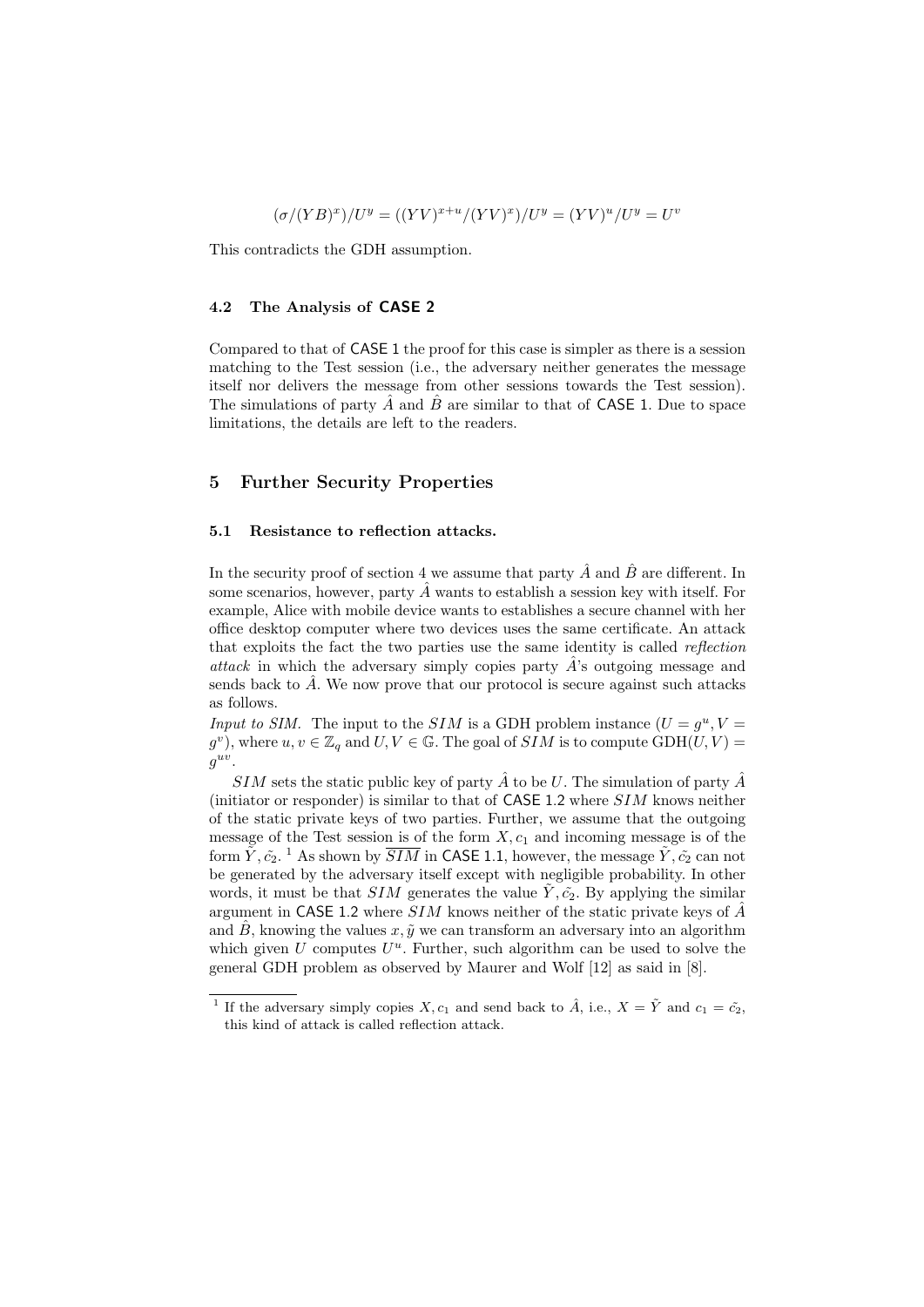$$(\sigma/(YB)^x)/U^y = ((YV)^{x+u}/(YV)^x)/U^y = (YV)^u/U^y = U^v$$

This contradicts the GDH assumption.

### 4.2 The Analysis of CASE 2

Compared to that of CASE 1 the proof for this case is simpler as there is a session matching to the Test session (i.e., the adversary neither generates the message itself nor delivers the message from other sessions towards the Test session). The simulations of party $\hat{A}$ and $\hat{B}$ are similar to that of CASE 1. Due to space limitations, the details are left to the readers.

## 5 Further Security Properties

### 5.1 Resistance to reflection attacks.

In the security proof of section 4 we assume that party $\hat{A}$ and $\hat{B}$ are different. In some scenarios, however, party $\hat{A}$ wants to establish a session key with itself. For example, Alice with mobile device wants to establishes a secure channel with her office desktop computer where two devices uses the same certificate. An attack that exploits the fact the two parties use the same identity is called *reflection attack* in which the adversary simply copies party $\hat{A}$'s outgoing message and sends back to $\hat{A}$. We now prove that our protocol is secure against such attacks as follows.

*Input to SIM.* The input to the $SIM$ is a GDH problem instance ($U = g^u, V = g^v$), where $u, v \in \mathbb{Z}_q$ and $U, V \in \mathbb{G}$. The goal of $SIM$ is to compute $\mathrm{GDH}(U, V) = g^{uv}$.

$SIM$ sets the static public key of party $\hat{A}$ to be $U$. The simulation of party $\hat{A}$ (initiator or responder) is similar to that of CASE 1.2 where $SIM$ knows neither of the static private keys of two parties. Further, we assume that the outgoing message of the Test session is of the form $X, c_1$ and incoming message is of the form $\tilde{Y}, \tilde{c_2}$. [1] As shown by $\overline{SIM}$ in CASE 1.1, however, the message $\tilde{Y}, \tilde{c_2}$ can not be generated by the adversary itself except with negligible probability. In other words, it must be that $SIM$ generates the value $\tilde{Y}, \tilde{c_2}$. By applying the similar argument in CASE 1.2 where $SIM$ knows neither of the static private keys of $\hat{A}$ and $\hat{B}$, knowing the values $x, \tilde{y}$ we can transform an adversary into an algorithm which given $U$ computes $U^u$. Further, such algorithm can be used to solve the general GDH problem as observed by Maurer and Wolf [12] as said in [8].

[1] If the adversary simply copies $X, c_1$ and send back to $\hat{A}$, i.e., $X = \tilde{Y}$ and $c_1 = \tilde{c_2}$, this kind of attack is called reflection attack.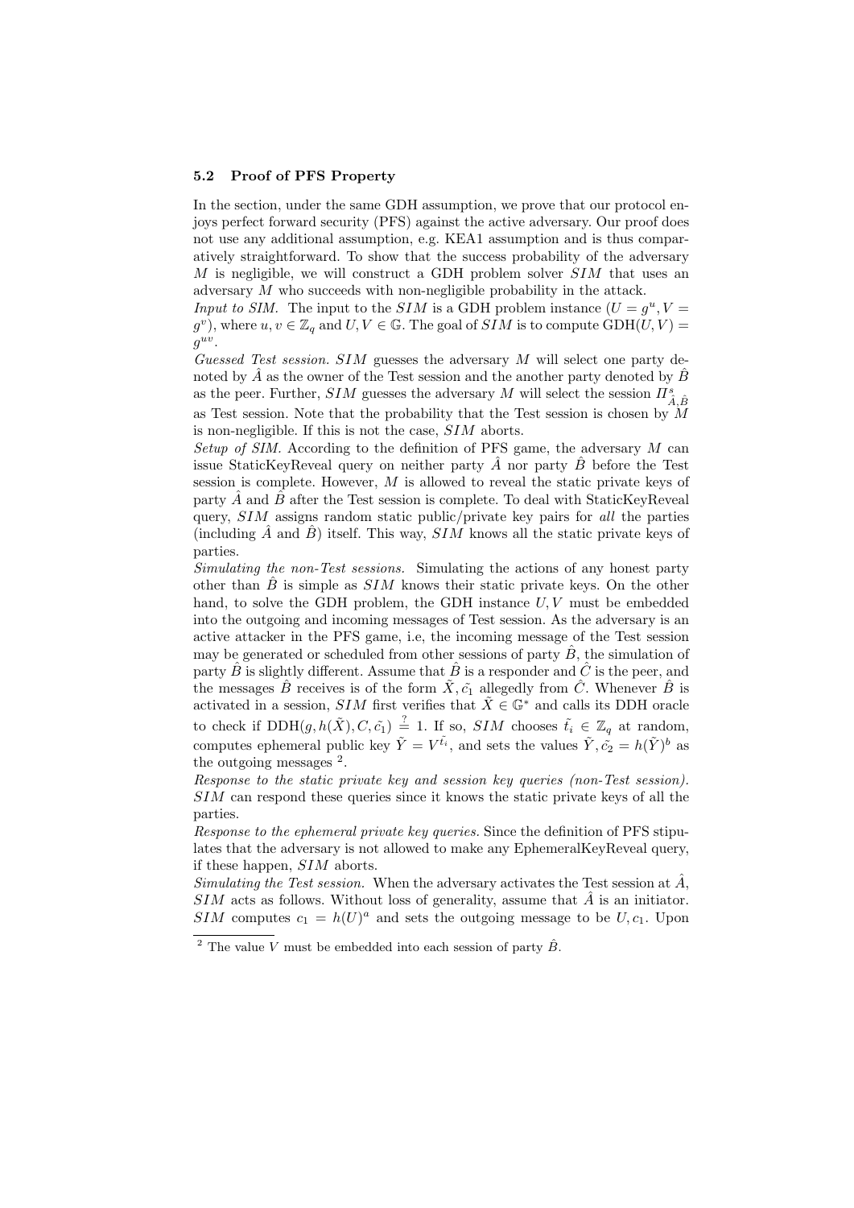### 5.2 Proof of PFS Property

In the section, under the same GDH assumption, we prove that our protocol enjoys perfect forward security (PFS) against the active adversary. Our proof does not use any additional assumption, e.g. KEA1 assumption and is thus comparatively straightforward. To show that the success probability of the adversary $M$ is negligible, we will construct a GDH problem solver $SIM$ that uses an adversary $M$ who succeeds with non-negligible probability in the attack.

*Input to SIM.* The input to the $SIM$ is a GDH problem instance ($U = g^u, V = g^v$), where $u, v \in \mathbb{Z}_q$ and $U, V \in \mathbb{G}$. The goal of $SIM$ is to compute $\mathrm{GDH}(U, V) = g^{uv}$.

*Guessed Test session.* $SIM$ guesses the adversary $M$ will select one party denoted by $\hat{A}$ as the owner of the Test session and the another party denoted by $\hat{B}$ as the peer. Further, $SIM$ guesses the adversary $M$ will select the session $\Pi^s_{\hat{A},\hat{B}}$ as Test session. Note that the probability that the Test session is chosen by $M$ is non-negligible. If this is not the case, $SIM$ aborts.

*Setup of SIM.* According to the definition of PFS game, the adversary $M$ can issue StaticKeyReveal query on neither party $\hat{A}$ nor party $\hat{B}$ before the Test session is complete. However, $M$ is allowed to reveal the static private keys of party $\hat{A}$ and $\hat{B}$ after the Test session is complete. To deal with StaticKeyReveal query, $SIM$ assigns random static public/private key pairs for *all* the parties (including $\hat{A}$ and $\hat{B}$) itself. This way, $SIM$ knows all the static private keys of parties.

*Simulating the non-Test sessions.* Simulating the actions of any honest party other than $\hat{B}$ is simple as $SIM$ knows their static private keys. On the other hand, to solve the GDH problem, the GDH instance $U, V$ must be embedded into the outgoing and incoming messages of Test session. As the adversary is an active attacker in the PFS game, i.e, the incoming message of the Test session may be generated or scheduled from other sessions of party $\hat{B}$, the simulation of party $\hat{B}$ is slightly different. Assume that $\hat{B}$ is a responder and $\hat{C}$ is the peer, and the messages $\hat{B}$ receives is of the form $\tilde{X}, \tilde{c_1}$ allegedly from $\hat{C}$. Whenever $\hat{B}$ is activated in a session, $SIM$ first verifies that $\tilde{X} \in \mathbb{G}^*$ and calls its DDH oracle to check if $\mathrm{DDH}(g, h(\tilde{X}), C, \tilde{c_1}) \stackrel{?}{=} 1$. If so, $SIM$ chooses $\tilde{t_i} \in \mathbb{Z}_q$ at random, computes ephemeral public key $\tilde{Y} = V^{\tilde{t_i}}$, and sets the values $\tilde{Y}, \tilde{c_2} = h(\tilde{Y})^b$ as the outgoing messages [2].

*Response to the static private key and session key queries (non-Test session).* $SIM$ can respond these queries since it knows the static private keys of all the parties.

*Response to the ephemeral private key queries.* Since the definition of PFS stipulates that the adversary is not allowed to make any EphemeralKeyReveal query, if these happen, $SIM$ aborts.

*Simulating the Test session.* When the adversary activates the Test session at $\hat{A}$, $SIM$ acts as follows. Without loss of generality, assume that $\hat{A}$ is an initiator. $SIM$ computes $c_1 = h(U)^a$ and sets the outgoing message to be $U, c_1$. Upon

[2] The value $V$ must be embedded into each session of party $\hat{B}$.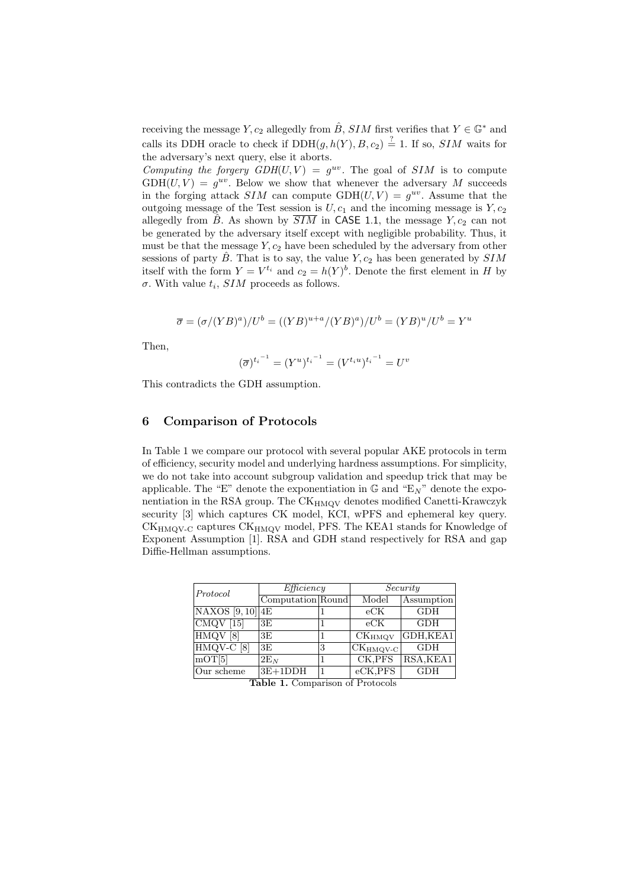receiving the message $Y, c_2$ allegedly from $\hat{B}$, $SIM$ first verifies that $Y \in \mathbb{G}^*$ and calls its DDH oracle to check if $\mathrm{DDH}(g, h(Y), B, c_2) \stackrel{?}{=} 1$. If so, $SIM$ waits for the adversary's next query, else it aborts.

*Computing the forgery GDH$(U, V) = g^{uv}$.* The goal of $SIM$ is to compute $\mathrm{GDH}(U, V) = g^{uv}$. Below we show that whenever the adversary $M$ succeeds in the forging attack $SIM$ can compute $\mathrm{GDH}(U, V) = g^{uv}$. Assume that the outgoing message of the Test session is $U, c_1$ and the incoming message is $Y, c_2$ allegedly from $\hat{B}$. As shown by $\overline{SIM}$ in CASE 1.1, the message $Y, c_2$ can not be generated by the adversary itself except with negligible probability. Thus, it must be that the message $Y, c_2$ have been scheduled by the adversary from other sessions of party $\hat{B}$. That is to say, the value $Y, c_2$ has been generated by $SIM$ itself with the form $Y = V^{t_i}$ and $c_2 = h(Y)^b$. Denote the first element in $H$ by $\sigma$. With value $t_i$, $SIM$ proceeds as follows.

$$\overline{\sigma} = (\sigma/(YB)^a)/U^b = ((YB)^{u+a}/(YB)^a)/U^b = (YB)^u/U^b = Y^u$$

Then,

$$(\overline{\sigma})^{t_i^{-1}} = (Y^u)^{t_i^{-1}} = (V^{t_i u})^{t_i^{-1}} = U^v$$

This contradicts the GDH assumption.

## 6 Comparison of Protocols

In Table 1 we compare our protocol with several popular AKE protocols in term of efficiency, security model and underlying hardness assumptions. For simplicity, we do not take into account subgroup validation and speedup trick that may be applicable. The "E" denote the exponentiation in $\mathbb{G}$ and "$\mathrm{E}_N$" denote the exponentiation in the RSA group. The $\mathrm{CK}_{\mathrm{HMQV}}$ denotes modified Canetti-Krawczyk security [3] which captures CK model, KCI, wPFS and ephemeral key query. $\mathrm{CK}_{\mathrm{HMQV\text{-}C}}$ captures $\mathrm{CK}_{\mathrm{HMQV}}$ model, PFS. The KEA1 stands for Knowledge of Exponent Assumption [1]. RSA and GDH stand respectively for RSA and gap Diffie-Hellman assumptions.

| *Protocol* | *Efficiency* | | *Security* | |
|---|---|---|---|---|
| | Computation | Round | Model | Assumption |
| NAXOS [9, 10] | 4E | 1 | eCK | GDH |
| CMQV [15] | 3E | 1 | eCK | GDH |
| HMQV [8] | 3E | 1 | $\mathrm{CK}_{\mathrm{HMQV}}$ | GDH,KEA1 |
| HMQV-C [8] | 3E | 3 | $\mathrm{CK}_{\mathrm{HMQV\text{-}C}}$ | GDH |
| mOT[5] | $2\mathrm{E}_N$ | 1 | CK,PFS | RSA,KEA1 |
| Our scheme | 3E+1DDH | 1 | eCK,PFS | GDH |

**Table 1.** Comparison of Protocols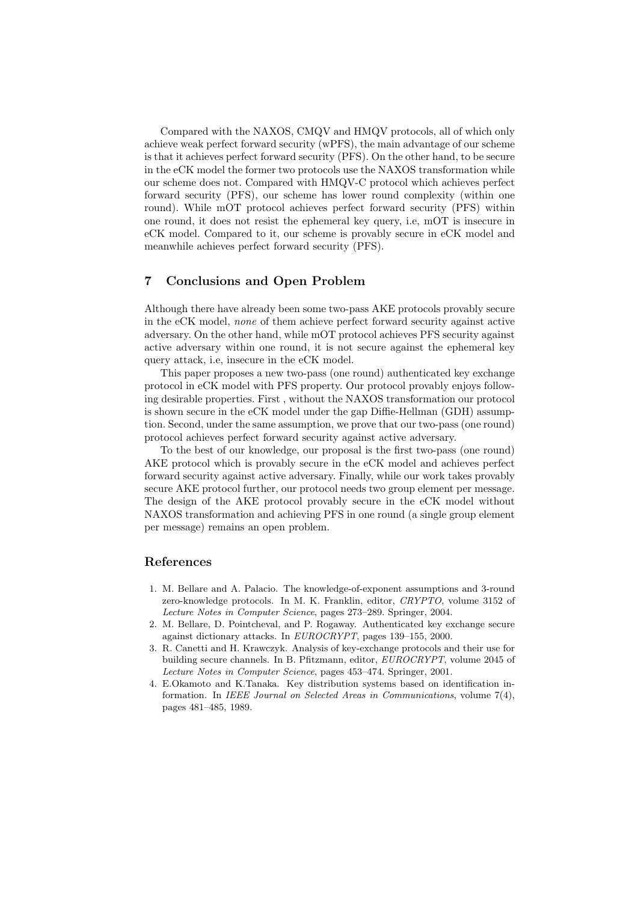Compared with the NAXOS, CMQV and HMQV protocols, all of which only achieve weak perfect forward security (wPFS), the main advantage of our scheme is that it achieves perfect forward security (PFS). On the other hand, to be secure in the eCK model the former two protocols use the NAXOS transformation while our scheme does not. Compared with HMQV-C protocol which achieves perfect forward security (PFS), our scheme has lower round complexity (within one round). While mOT protocol achieves perfect forward security (PFS) within one round, it does not resist the ephemeral key query, i.e, mOT is insecure in eCK model. Compared to it, our scheme is provably secure in eCK model and meanwhile achieves perfect forward security (PFS).

## 7 Conclusions and Open Problem

Although there have already been some two-pass AKE protocols provably secure in the eCK model, *none* of them achieve perfect forward security against active adversary. On the other hand, while mOT protocol achieves PFS security against active adversary within one round, it is not secure against the ephemeral key query attack, i.e, insecure in the eCK model.

This paper proposes a new two-pass (one round) authenticated key exchange protocol in eCK model with PFS property. Our protocol provably enjoys following desirable properties. First , without the NAXOS transformation our protocol is shown secure in the eCK model under the gap Diffie-Hellman (GDH) assumption. Second, under the same assumption, we prove that our two-pass (one round) protocol achieves perfect forward security against active adversary.

To the best of our knowledge, our proposal is the first two-pass (one round) AKE protocol which is provably secure in the eCK model and achieves perfect forward security against active adversary. Finally, while our work takes provably secure AKE protocol further, our protocol needs two group element per message. The design of the AKE protocol provably secure in the eCK model without NAXOS transformation and achieving PFS in one round (a single group element per message) remains an open problem.

## References

1. M. Bellare and A. Palacio. The knowledge-of-exponent assumptions and 3-round zero-knowledge protocols. In M. K. Franklin, editor, *CRYPTO*, volume 3152 of *Lecture Notes in Computer Science*, pages 273–289. Springer, 2004.
2. M. Bellare, D. Pointcheval, and P. Rogaway. Authenticated key exchange secure against dictionary attacks. In *EUROCRYPT*, pages 139–155, 2000.
3. R. Canetti and H. Krawczyk. Analysis of key-exchange protocols and their use for building secure channels. In B. Pfitzmann, editor, *EUROCRYPT*, volume 2045 of *Lecture Notes in Computer Science*, pages 453–474. Springer, 2001.
4. E.Okamoto and K.Tanaka. Key distribution systems based on identification information. In *IEEE Journal on Selected Areas in Communications*, volume 7(4), pages 481–485, 1989.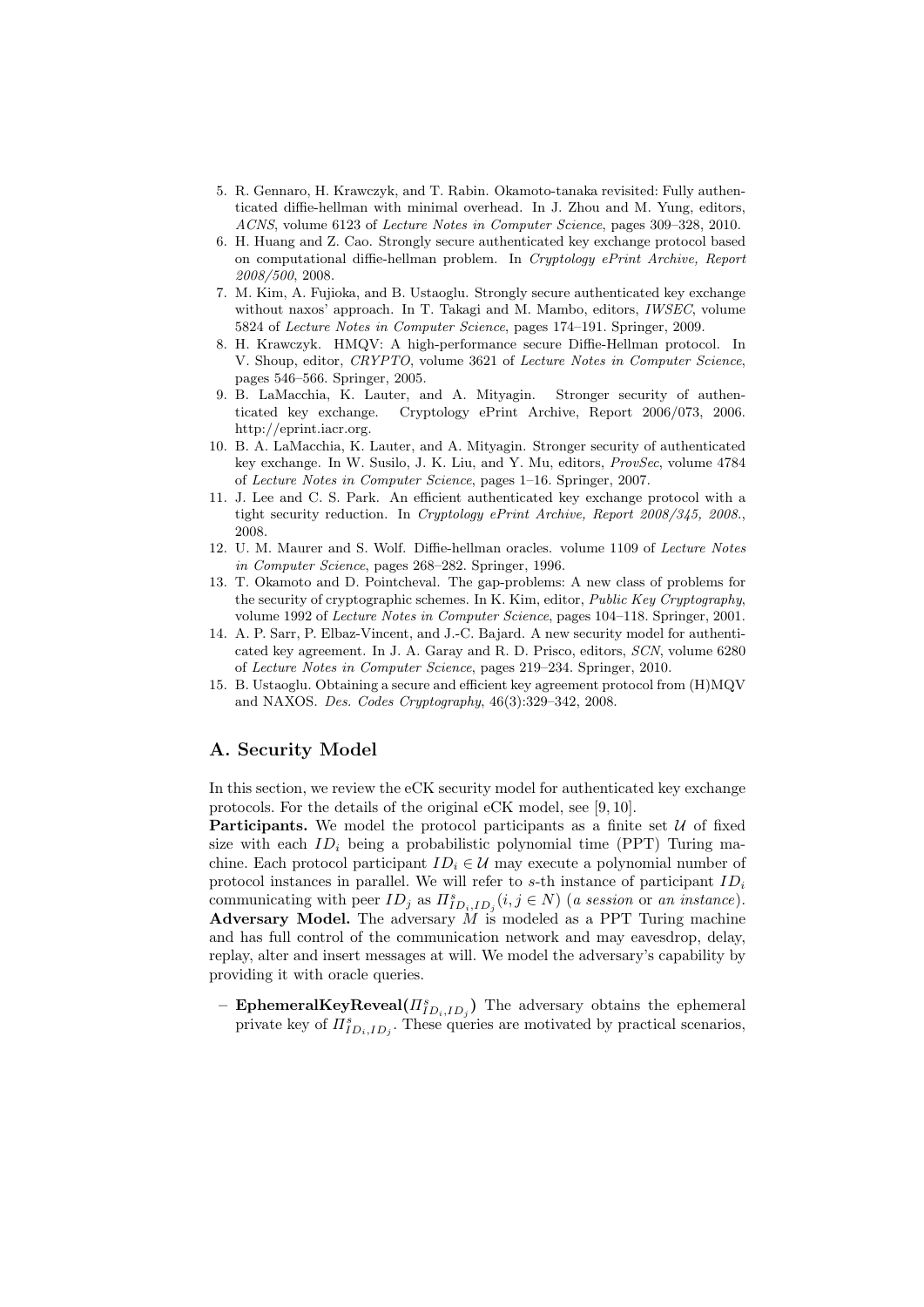5. R. Gennaro, H. Krawczyk, and T. Rabin. Okamoto-tanaka revisited: Fully authenticated diffie-hellman with minimal overhead. In J. Zhou and M. Yung, editors, *ACNS*, volume 6123 of *Lecture Notes in Computer Science*, pages 309–328, 2010.
6. H. Huang and Z. Cao. Strongly secure authenticated key exchange protocol based on computational diffie-hellman problem. In *Cryptology ePrint Archive, Report 2008/500*, 2008.
7. M. Kim, A. Fujioka, and B. Ustaoglu. Strongly secure authenticated key exchange without naxos' approach. In T. Takagi and M. Mambo, editors, *IWSEC*, volume 5824 of *Lecture Notes in Computer Science*, pages 174–191. Springer, 2009.
8. H. Krawczyk. HMQV: A high-performance secure Diffie-Hellman protocol. In V. Shoup, editor, *CRYPTO*, volume 3621 of *Lecture Notes in Computer Science*, pages 546–566. Springer, 2005.
9. B. LaMacchia, K. Lauter, and A. Mityagin. Stronger security of authenticated key exchange. Cryptology ePrint Archive, Report 2006/073, 2006. http://eprint.iacr.org.
10. B. A. LaMacchia, K. Lauter, and A. Mityagin. Stronger security of authenticated key exchange. In W. Susilo, J. K. Liu, and Y. Mu, editors, *ProvSec*, volume 4784 of *Lecture Notes in Computer Science*, pages 1–16. Springer, 2007.
11. J. Lee and C. S. Park. An efficient authenticated key exchange protocol with a tight security reduction. In *Cryptology ePrint Archive, Report 2008/345, 2008.*, 2008.
12. U. M. Maurer and S. Wolf. Diffie-hellman oracles. volume 1109 of *Lecture Notes in Computer Science*, pages 268–282. Springer, 1996.
13. T. Okamoto and D. Pointcheval. The gap-problems: A new class of problems for the security of cryptographic schemes. In K. Kim, editor, *Public Key Cryptography*, volume 1992 of *Lecture Notes in Computer Science*, pages 104–118. Springer, 2001.
14. A. P. Sarr, P. Elbaz-Vincent, and J.-C. Bajard. A new security model for authenticated key agreement. In J. A. Garay and R. D. Prisco, editors, *SCN*, volume 6280 of *Lecture Notes in Computer Science*, pages 219–234. Springer, 2010.
15. B. Ustaoglu. Obtaining a secure and efficient key agreement protocol from (H)MQV and NAXOS. *Des. Codes Cryptography*, 46(3):329–342, 2008.

## A. Security Model

In this section, we review the eCK security model for authenticated key exchange protocols. For the details of the original eCK model, see [9, 10].

**Participants.** We model the protocol participants as a finite set $\mathcal{U}$ of fixed size with each $ID_i$ being a probabilistic polynomial time (PPT) Turing machine. Each protocol participant $ID_i \in \mathcal{U}$ may execute a polynomial number of protocol instances in parallel. We will refer to $s$-th instance of participant $ID_i$ communicating with peer $ID_j$ as $\Pi^s_{ID_i,ID_j}(i, j \in N)$ (*a session* or *an instance*).

**Adversary Model.** The adversary $M$ is modeled as a PPT Turing machine and has full control of the communication network and may eavesdrop, delay, replay, alter and insert messages at will. We model the adversary's capability by providing it with oracle queries.

- **EphemeralKeyReveal**($\Pi^s_{ID_i,ID_j}$) The adversary obtains the ephemeral private key of $\Pi^s_{ID_i,ID_j}$. These queries are motivated by practical scenarios,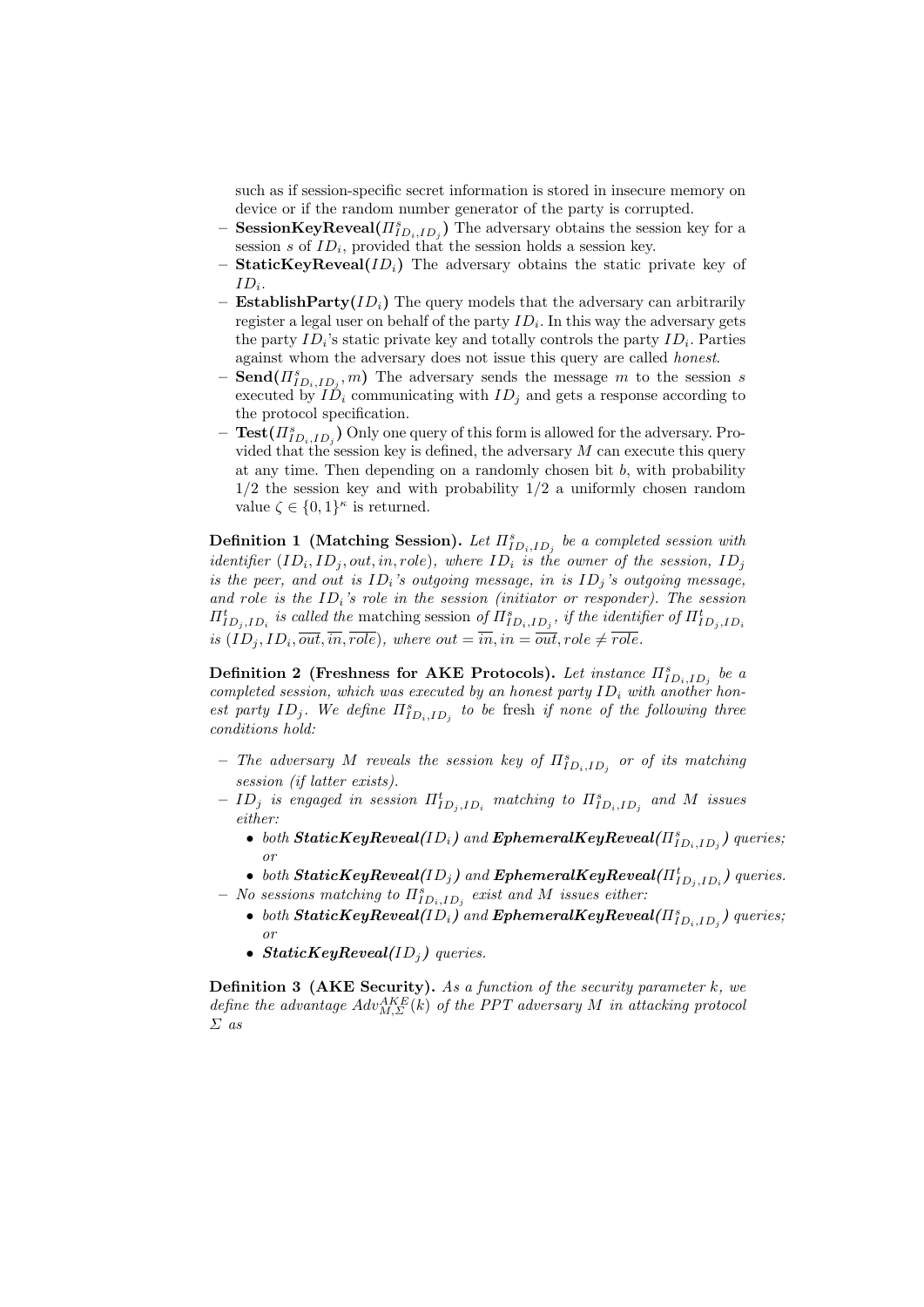such as if session-specific secret information is stored in insecure memory on device or if the random number generator of the party is corrupted.

- **SessionKeyReveal($\Pi^s_{ID_i,ID_j}$)** The adversary obtains the session key for a session $s$ of $ID_i$, provided that the session holds a session key.
- **StaticKeyReveal($ID_i$)** The adversary obtains the static private key of $ID_i$.
- **EstablishParty($ID_i$)** The query models that the adversary can arbitrarily register a legal user on behalf of the party $ID_i$. In this way the adversary gets the party $ID_i$'s static private key and totally controls the party $ID_i$. Parties against whom the adversary does not issue this query are called *honest*.
- **Send($\Pi^s_{ID_i,ID_j}, m$)** The adversary sends the message $m$ to the session $s$ executed by $ID_i$ communicating with $ID_j$ and gets a response according to the protocol specification.
- **Test($\Pi^s_{ID_i,ID_j}$)** Only one query of this form is allowed for the adversary. Provided that the session key is defined, the adversary $M$ can execute this query at any time. Then depending on a randomly chosen bit $b$, with probability $1/2$ the session key and with probability $1/2$ a uniformly chosen random value $\zeta \in \{0,1\}^\kappa$ is returned.

**Definition 1 (Matching Session).** *Let $\Pi^s_{ID_i,ID_j}$ be a completed session with identifier $(ID_i, ID_j, out, in, role)$, where $ID_i$ is the owner of the session, $ID_j$ is the peer, and out is $ID_i$'s outgoing message, in is $ID_j$'s outgoing message, and role is the $ID_i$'s role in the session (initiator or responder). The session $\Pi^t_{ID_j,ID_i}$ is called the* matching session *of $\Pi^s_{ID_i,ID_j}$, if the identifier of $\Pi^t_{ID_j,ID_i}$ is $(ID_j, ID_i, \overline{out}, \overline{in}, \overline{role})$, where $out = \overline{in}, in = \overline{out}, role \neq \overline{role}$.*

**Definition 2 (Freshness for AKE Protocols).** *Let instance $\Pi^s_{ID_i,ID_j}$ be a completed session, which was executed by an honest party $ID_i$ with another honest party $ID_j$. We define $\Pi^s_{ID_i,ID_j}$ to be* fresh *if none of the following three conditions hold:*

- *The adversary $M$ reveals the session key of $\Pi^s_{ID_i,ID_j}$ or of its matching session (if latter exists).*
- *$ID_j$ is engaged in session $\Pi^t_{ID_j,ID_i}$ matching to $\Pi^s_{ID_i,ID_j}$ and $M$ issues either:*
  - *both **StaticKeyReveal($ID_i$)** and **EphemeralKeyReveal($\Pi^s_{ID_i,ID_j}$)** queries; or*
  - *both **StaticKeyReveal($ID_j$)** and **EphemeralKeyReveal($\Pi^t_{ID_j,ID_i}$)** queries.*
- *No sessions matching to $\Pi^s_{ID_i,ID_j}$ exist and $M$ issues either:*
  - *both **StaticKeyReveal($ID_i$)** and **EphemeralKeyReveal($\Pi^s_{ID_i,ID_j}$)** queries; or*
  - ***StaticKeyReveal($ID_j$)** queries.*

**Definition 3 (AKE Security).** *As a function of the security parameter $k$, we define the advantage $Adv^{AKE}_{M,\Sigma}(k)$ of the PPT adversary $M$ in attacking protocol $\Sigma$ as*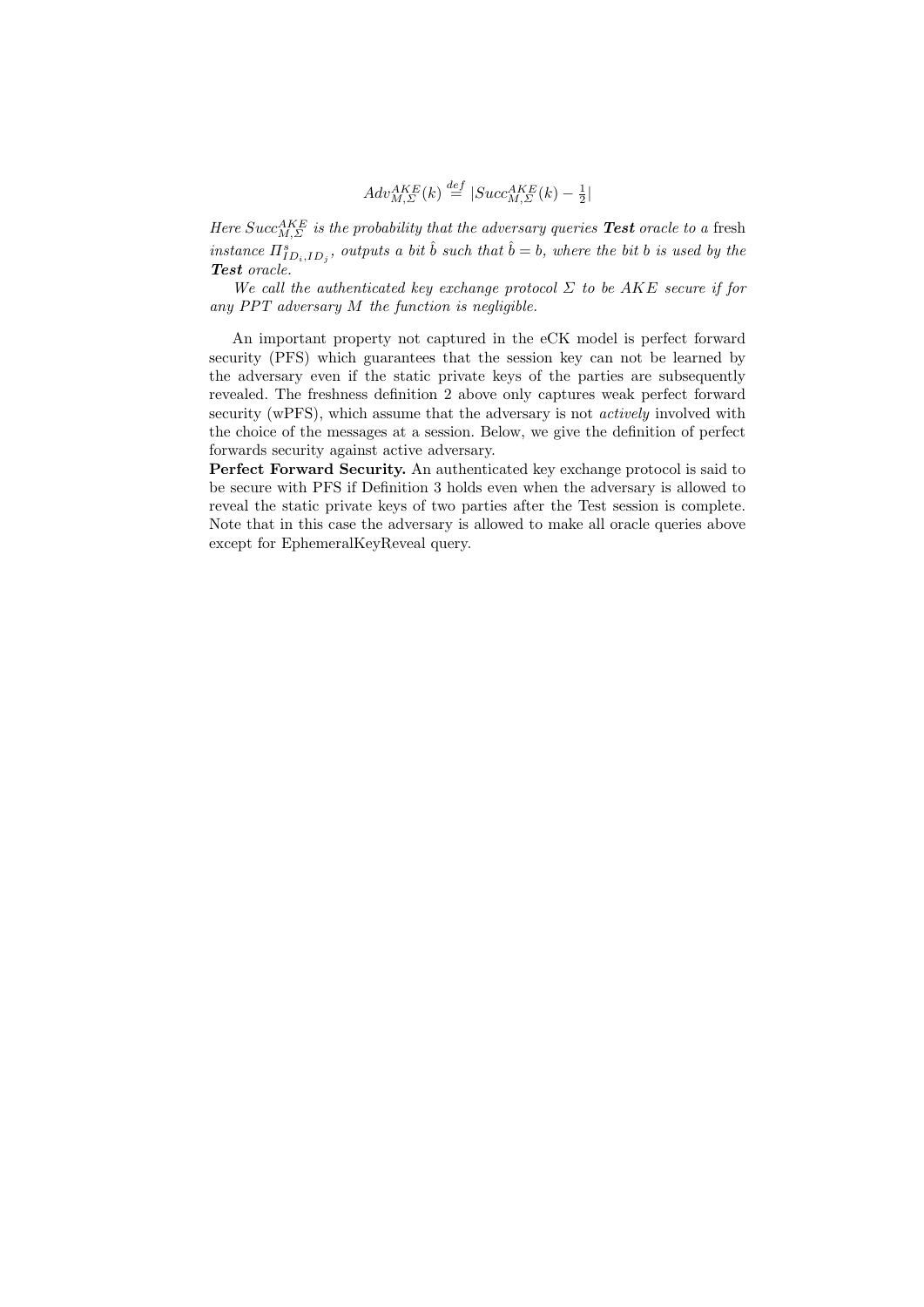$$Adv^{AKE}_{M,\Sigma}(k) \stackrel{def}{=} |Succ^{AKE}_{M,\Sigma}(k) - \frac{1}{2}|$$

*Here $Succ^{AKE}_{M,\Sigma}$ is the probability that the adversary queries **Test** oracle to a* fresh *instance $\Pi^s_{ID_i,ID_j}$, outputs a bit $\hat{b}$ such that $\hat{b} = b$, where the bit $b$ is used by the **Test** oracle.*

*We call the authenticated key exchange protocol $\Sigma$ to be $AKE$ secure if for any PPT adversary $M$ the function is negligible.*

An important property not captured in the eCK model is perfect forward security (PFS) which guarantees that the session key can not be learned by the adversary even if the static private keys of the parties are subsequently revealed. The freshness definition 2 above only captures weak perfect forward security (wPFS), which assume that the adversary is not *actively* involved with the choice of the messages at a session. Below, we give the definition of perfect forwards security against active adversary.

**Perfect Forward Security.** An authenticated key exchange protocol is said to be secure with PFS if Definition 3 holds even when the adversary is allowed to reveal the static private keys of two parties after the Test session is complete. Note that in this case the adversary is allowed to make all oracle queries above except for EphemeralKeyReveal query.